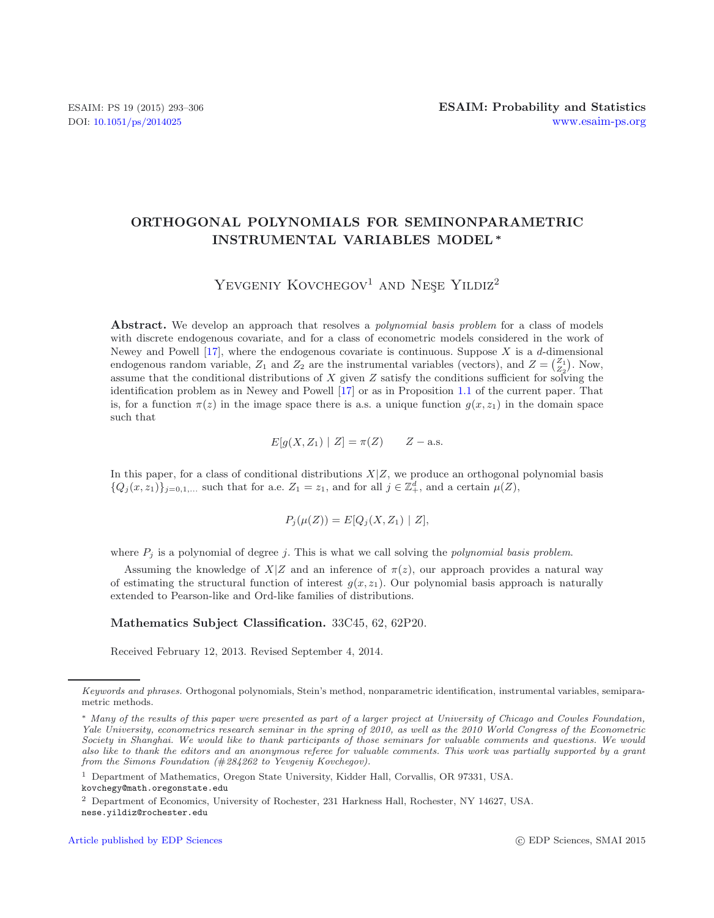# ORTHOGONAL POLYNOMIALS FOR SEMINONPARAMETRIC INSTRUMENTAL VARIABLES MODEL *

Yevgeniy Kovchegov[1] and Neşe Yildiz[2]

**Abstract.** We develop an approach that resolves a *polynomial basis problem* for a class of models with discrete endogenous covariate, and for a class of econometric models considered in the work of Newey and Powell [17], where the endogenous covariate is continuous. Suppose $X$ is a $d$-dimensional endogenous random variable, $Z_1$ and $Z_2$ are the instrumental variables (vectors), and $Z = \binom{Z_1}{Z_2}$. Now, assume that the conditional distributions of $X$ given $Z$ satisfy the conditions sufficient for solving the identification problem as in Newey and Powell [17] or as in Proposition 1.1 of the current paper. That is, for a function $\pi(z)$ in the image space there is a.s. a unique function $g(x, z_1)$ in the domain space such that

$$E[g(X, Z_1) \mid Z] = \pi(Z) \qquad Z - \text{a.s.}$$

In this paper, for a class of conditional distributions $X|Z$, we produce an orthogonal polynomial basis $\{Q_j(x, z_1)\}_{j=0,1,\ldots}$ such that for a.e. $Z_1 = z_1$, and for all $j \in \mathbb{Z}_+^d$, and a certain $\mu(Z)$,

$$P_j(\mu(Z)) = E[Q_j(X, Z_1) \mid Z],$$

where $P_j$ is a polynomial of degree $j$. This is what we call solving the *polynomial basis problem*.

Assuming the knowledge of $X|Z$ and an inference of $\pi(z)$, our approach provides a natural way of estimating the structural function of interest $g(x, z_1)$. Our polynomial basis approach is naturally extended to Pearson-like and Ord-like families of distributions.

**Mathematics Subject Classification.** 33C45, 62, 62P20.

Received February 12, 2013. Revised September 4, 2014.

---

*Keywords and phrases.* Orthogonal polynomials, Stein's method, nonparametric identification, instrumental variables, semiparametric methods.

\* *Many of the results of this paper were presented as part of a larger project at University of Chicago and Cowles Foundation, Yale University, econometrics research seminar in the spring of 2010, as well as the 2010 World Congress of the Econometric Society in Shanghai. We would like to thank participants of those seminars for valuable comments and questions. We would also like to thank the editors and an anonymous referee for valuable comments. This work was partially supported by a grant from the Simons Foundation (#284262 to Yevgeniy Kovchegov).*

[1] Department of Mathematics, Oregon State University, Kidder Hall, Corvallis, OR 97331, USA. kovchegy@math.oregonstate.edu

[2] Department of Economics, University of Rochester, 231 Harkness Hall, Rochester, NY 14627, USA. nese.yildiz@rochester.edu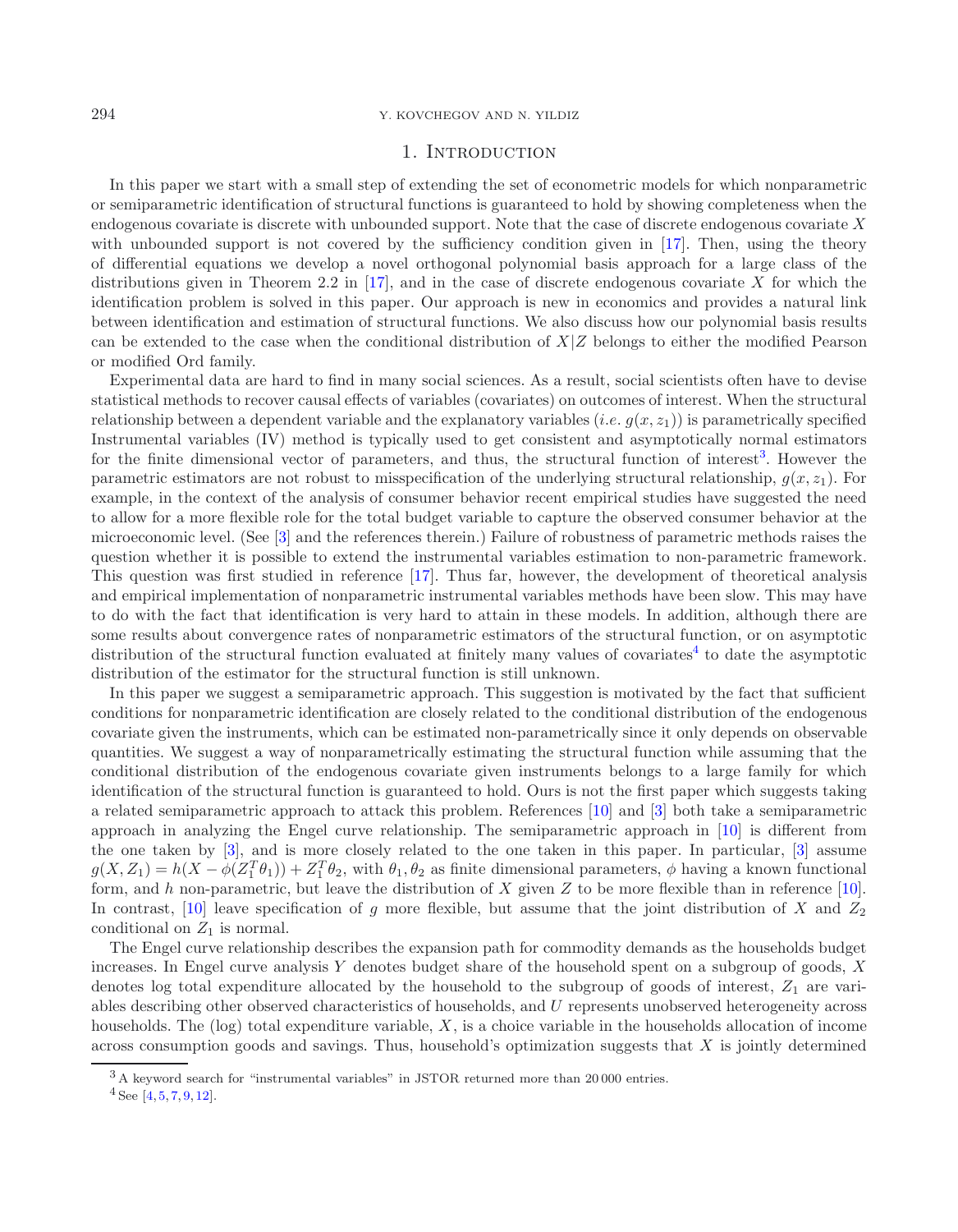# 1. Introduction

In this paper we start with a small step of extending the set of econometric models for which nonparametric or semiparametric identification of structural functions is guaranteed to hold by showing completeness when the endogenous covariate is discrete with unbounded support. Note that the case of discrete endogenous covariate $X$ with unbounded support is not covered by the sufficiency condition given in [17]. Then, using the theory of differential equations we develop a novel orthogonal polynomial basis approach for a large class of the distributions given in Theorem 2.2 in [17], and in the case of discrete endogenous covariate $X$ for which the identification problem is solved in this paper. Our approach is new in economics and provides a natural link between identification and estimation of structural functions. We also discuss how our polynomial basis results can be extended to the case when the conditional distribution of $X|Z$ belongs to either the modified Pearson or modified Ord family.

Experimental data are hard to find in many social sciences. As a result, social scientists often have to devise statistical methods to recover causal effects of variables (covariates) on outcomes of interest. When the structural relationship between a dependent variable and the explanatory variables (*i.e.* $g(x, z_1)$) is parametrically specified Instrumental variables (IV) method is typically used to get consistent and asymptotically normal estimators for the finite dimensional vector of parameters, and thus, the structural function of interest[3]. However the parametric estimators are not robust to misspecification of the underlying structural relationship, $g(x, z_1)$. For example, in the context of the analysis of consumer behavior recent empirical studies have suggested the need to allow for a more flexible role for the total budget variable to capture the observed consumer behavior at the microeconomic level. (See [3] and the references therein.) Failure of robustness of parametric methods raises the question whether it is possible to extend the instrumental variables estimation to non-parametric framework. This question was first studied in reference [17]. Thus far, however, the development of theoretical analysis and empirical implementation of nonparametric instrumental variables methods have been slow. This may have to do with the fact that identification is very hard to attain in these models. In addition, although there are some results about convergence rates of nonparametric estimators of the structural function, or on asymptotic distribution of the structural function evaluated at finitely many values of covariates[4] to date the asymptotic distribution of the estimator for the structural function is still unknown.

In this paper we suggest a semiparametric approach. This suggestion is motivated by the fact that sufficient conditions for nonparametric identification are closely related to the conditional distribution of the endogenous covariate given the instruments, which can be estimated non-parametrically since it only depends on observable quantities. We suggest a way of nonparametrically estimating the structural function while assuming that the conditional distribution of the endogenous covariate given instruments belongs to a large family for which identification of the structural function is guaranteed to hold. Ours is not the first paper which suggests taking a related semiparametric approach to attack this problem. References [10] and [3] both take a semiparametric approach in analyzing the Engel curve relationship. The semiparametric approach in [10] is different from the one taken by [3], and is more closely related to the one taken in this paper. In particular, [3] assume $g(X, Z_1) = h(X - \phi(Z_1^T\theta_1)) + Z_1^T\theta_2$, with $\theta_1, \theta_2$ as finite dimensional parameters, $\phi$ having a known functional form, and $h$ non-parametric, but leave the distribution of $X$ given $Z$ to be more flexible than in reference [10]. In contrast, [10] leave specification of $g$ more flexible, but assume that the joint distribution of $X$ and $Z_2$ conditional on $Z_1$ is normal.

The Engel curve relationship describes the expansion path for commodity demands as the households budget increases. In Engel curve analysis $Y$ denotes budget share of the household spent on a subgroup of goods, $X$ denotes log total expenditure allocated by the household to the subgroup of goods of interest, $Z_1$ are variables describing other observed characteristics of households, and $U$ represents unobserved heterogeneity across households. The (log) total expenditure variable, $X$, is a choice variable in the households allocation of income across consumption goods and savings. Thus, household's optimization suggests that $X$ is jointly determined

[3] A keyword search for "instrumental variables" in JSTOR returned more than 20 000 entries.

[4] See [4, 5, 7, 9, 12].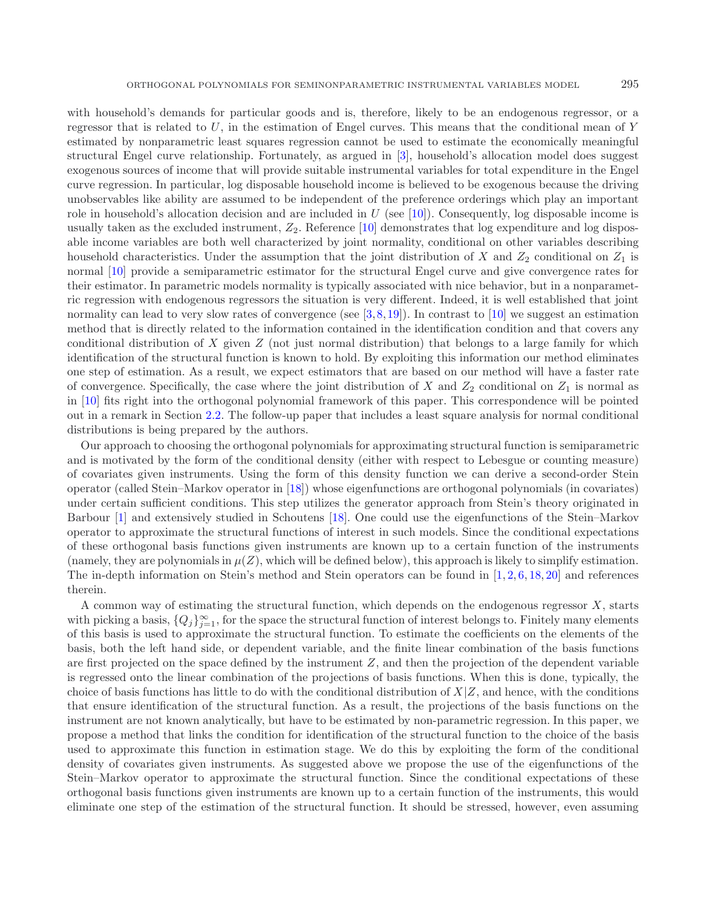with household's demands for particular goods and is, therefore, likely to be an endogenous regressor, or a regressor that is related to $U$, in the estimation of Engel curves. This means that the conditional mean of $Y$ estimated by nonparametric least squares regression cannot be used to estimate the economically meaningful structural Engel curve relationship. Fortunately, as argued in [3], household's allocation model does suggest exogenous sources of income that will provide suitable instrumental variables for total expenditure in the Engel curve regression. In particular, log disposable household income is believed to be exogenous because the driving unobservables like ability are assumed to be independent of the preference orderings which play an important role in household's allocation decision and are included in $U$ (see [10]). Consequently, log disposable income is usually taken as the excluded instrument, $Z_2$. Reference [10] demonstrates that log expenditure and log disposable income variables are both well characterized by joint normality, conditional on other variables describing household characteristics. Under the assumption that the joint distribution of $X$ and $Z_2$ conditional on $Z_1$ is normal [10] provide a semiparametric estimator for the structural Engel curve and give convergence rates for their estimator. In parametric models normality is typically associated with nice behavior, but in a nonparametric regression with endogenous regressors the situation is very different. Indeed, it is well established that joint normality can lead to very slow rates of convergence (see [3,8,19]). In contrast to [10] we suggest an estimation method that is directly related to the information contained in the identification condition and that covers any conditional distribution of $X$ given $Z$ (not just normal distribution) that belongs to a large family for which identification of the structural function is known to hold. By exploiting this information our method eliminates one step of estimation. As a result, we expect estimators that are based on our method will have a faster rate of convergence. Specifically, the case where the joint distribution of $X$ and $Z_2$ conditional on $Z_1$ is normal as in [10] fits right into the orthogonal polynomial framework of this paper. This correspondence will be pointed out in a remark in Section 2.2. The follow-up paper that includes a least square analysis for normal conditional distributions is being prepared by the authors.

Our approach to choosing the orthogonal polynomials for approximating structural function is semiparametric and is motivated by the form of the conditional density (either with respect to Lebesgue or counting measure) of covariates given instruments. Using the form of this density function we can derive a second-order Stein operator (called Stein–Markov operator in [18]) whose eigenfunctions are orthogonal polynomials (in covariates) under certain sufficient conditions. This step utilizes the generator approach from Stein's theory originated in Barbour [1] and extensively studied in Schoutens [18]. One could use the eigenfunctions of the Stein–Markov operator to approximate the structural functions of interest in such models. Since the conditional expectations of these orthogonal basis functions given instruments are known up to a certain function of the instruments (namely, they are polynomials in $\mu(Z)$, which will be defined below), this approach is likely to simplify estimation. The in-depth information on Stein's method and Stein operators can be found in [1,2,6,18,20] and references therein.

A common way of estimating the structural function, which depends on the endogenous regressor $X$, starts with picking a basis, $\{Q_j\}_{j=1}^{\infty}$, for the space the structural function of interest belongs to. Finitely many elements of this basis is used to approximate the structural function. To estimate the coefficients on the elements of the basis, both the left hand side, or dependent variable, and the finite linear combination of the basis functions are first projected on the space defined by the instrument $Z$, and then the projection of the dependent variable is regressed onto the linear combination of the projections of basis functions. When this is done, typically, the choice of basis functions has little to do with the conditional distribution of $X|Z$, and hence, with the conditions that ensure identification of the structural function. As a result, the projections of the basis functions on the instrument are not known analytically, but have to be estimated by non-parametric regression. In this paper, we propose a method that links the condition for identification of the structural function to the choice of the basis used to approximate this function in estimation stage. We do this by exploiting the form of the conditional density of covariates given instruments. As suggested above we propose the use of the eigenfunctions of the Stein–Markov operator to approximate the structural function. Since the conditional expectations of these orthogonal basis functions given instruments are known up to a certain function of the instruments, this would eliminate one step of the estimation of the structural function. It should be stressed, however, even assuming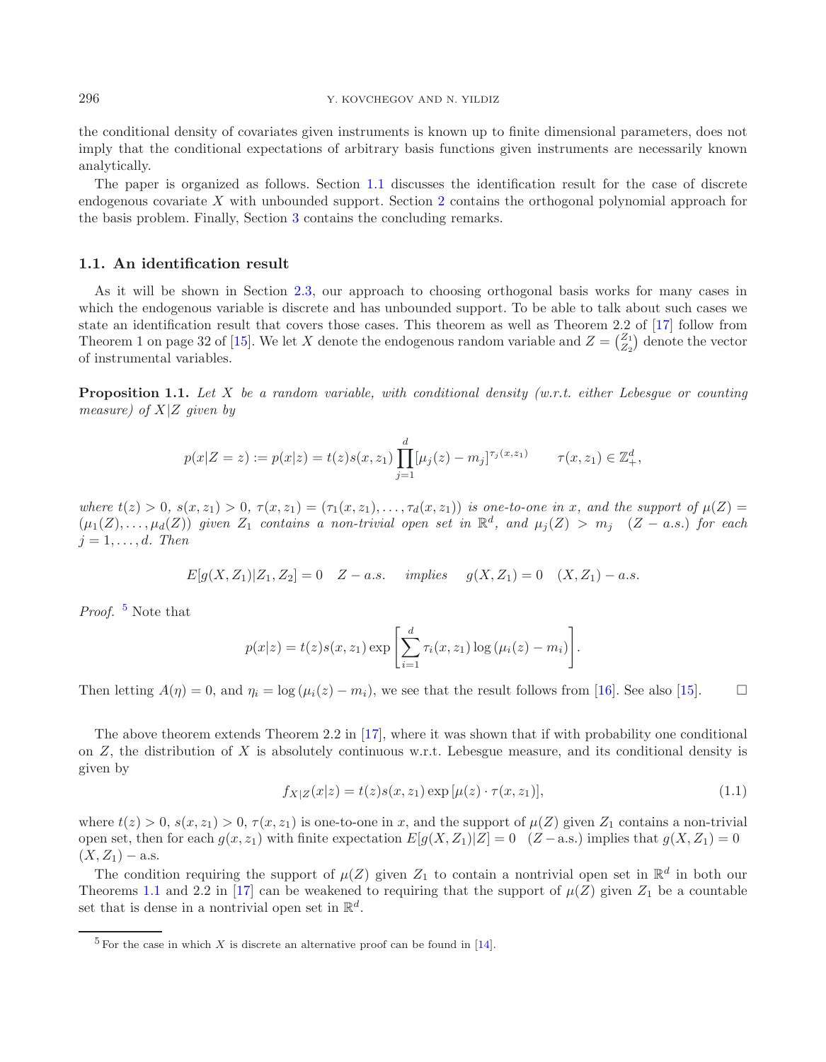the conditional density of covariates given instruments is known up to finite dimensional parameters, does not imply that the conditional expectations of arbitrary basis functions given instruments are necessarily known analytically.

The paper is organized as follows. Section 1.1 discusses the identification result for the case of discrete endogenous covariate $X$ with unbounded support. Section 2 contains the orthogonal polynomial approach for the basis problem. Finally, Section 3 contains the concluding remarks.

### 1.1. An identification result

As it will be shown in Section 2.3, our approach to choosing orthogonal basis works for many cases in which the endogenous variable is discrete and has unbounded support. To be able to talk about such cases we state an identification result that covers those cases. This theorem as well as Theorem 2.2 of [17] follow from Theorem 1 on page 32 of [15]. We let $X$ denote the endogenous random variable and $Z = \binom{Z_1}{Z_2}$ denote the vector of instrumental variables.

**Proposition 1.1.** *Let $X$ be a random variable, with conditional density (w.r.t. either Lebesgue or counting measure) of $X|Z$ given by*

$$p(x|Z = z) := p(x|z) = t(z)s(x, z_1) \prod_{j=1}^{d} [\mu_j(z) - m_j]^{\tau_j(x,z_1)} \qquad \tau(x, z_1) \in \mathbb{Z}_+^d,$$

*where $t(z) > 0$, $s(x, z_1) > 0$, $\tau(x, z_1) = (\tau_1(x, z_1), \ldots, \tau_d(x, z_1))$ is one-to-one in $x$, and the support of $\mu(Z) = (\mu_1(Z), \ldots, \mu_d(Z))$ given $Z_1$ contains a non-trivial open set in $\mathbb{R}^d$, and $\mu_j(Z) > m_j \quad (Z - a.s.)$ for each $j = 1, \ldots, d$. Then*

$$E[g(X, Z_1)|Z_1, Z_2] = 0 \quad Z - a.s. \quad \textit{implies} \quad g(X, Z_1) = 0 \quad (X, Z_1) - a.s.$$

*Proof.* [5] Note that

$$p(x|z) = t(z)s(x, z_1) \exp\left[\sum_{i=1}^{d} \tau_i(x, z_1) \log(\mu_i(z) - m_i)\right].$$

Then letting $A(\eta) = 0$, and $\eta_i = \log(\mu_i(z) - m_i)$, we see that the result follows from [16]. See also [15]. $\square$

The above theorem extends Theorem 2.2 in [17], where it was shown that if with probability one conditional on $Z$, the distribution of $X$ is absolutely continuous w.r.t. Lebesgue measure, and its conditional density is given by

$$f_{X|Z}(x|z) = t(z)s(x, z_1) \exp[\mu(z) \cdot \tau(x, z_1)], \tag{1.1}$$

where $t(z) > 0$, $s(x, z_1) > 0$, $\tau(x, z_1)$ is one-to-one in $x$, and the support of $\mu(Z)$ given $Z_1$ contains a non-trivial open set, then for each $g(x, z_1)$ with finite expectation $E[g(X, Z_1)|Z] = 0 \quad (Z - \text{a.s.})$ implies that $g(X, Z_1) = 0$ $(X, Z_1) - \text{a.s.}$

The condition requiring the support of $\mu(Z)$ given $Z_1$ to contain a nontrivial open set in $\mathbb{R}^d$ in both our Theorems 1.1 and 2.2 in [17] can be weakened to requiring that the support of $\mu(Z)$ given $Z_1$ be a countable set that is dense in a nontrivial open set in $\mathbb{R}^d$.

---

[5] For the case in which $X$ is discrete an alternative proof can be found in [14].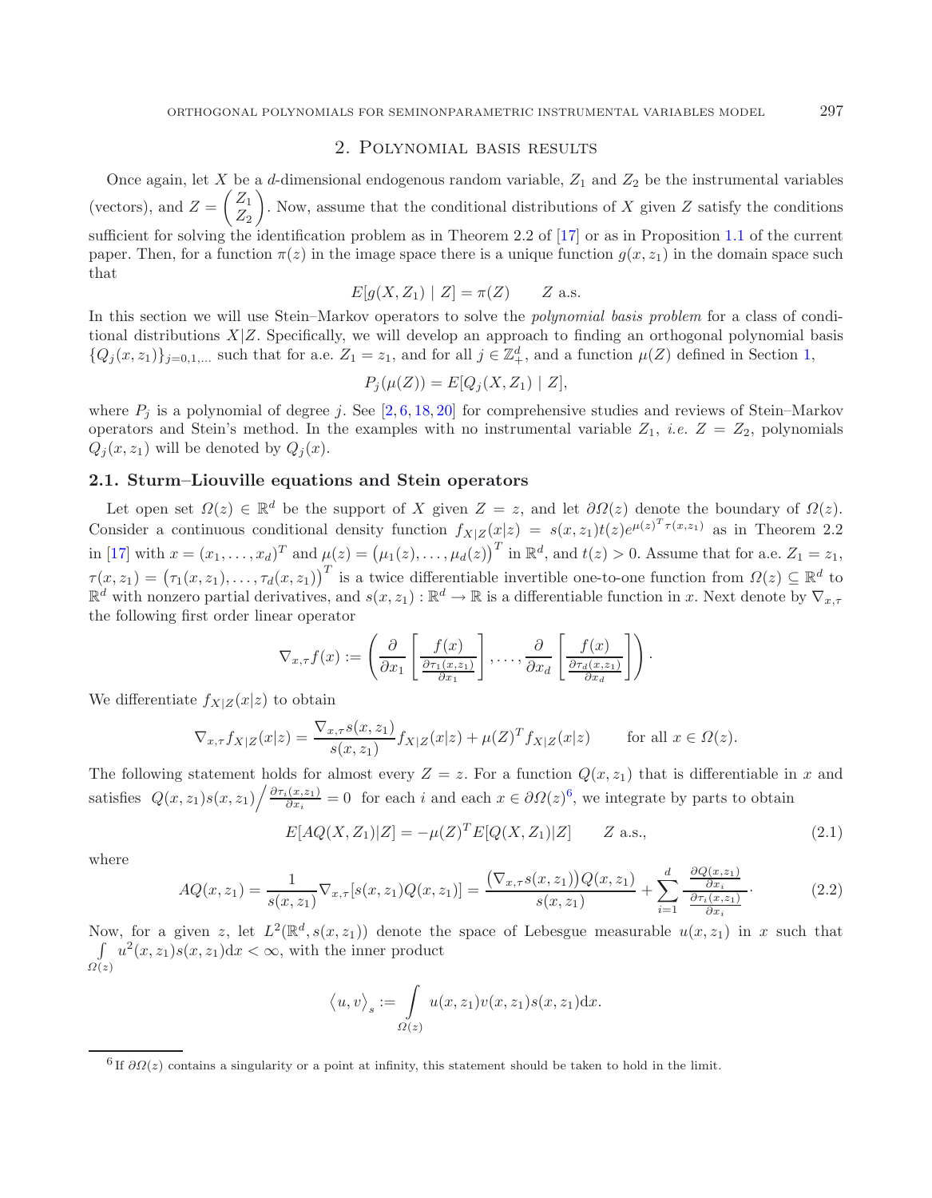## 2. Polynomial basis results

Once again, let $X$ be a $d$-dimensional endogenous random variable, $Z_1$ and $Z_2$ be the instrumental variables (vectors), and $Z = \begin{pmatrix} Z_1 \\ Z_2 \end{pmatrix}$. Now, assume that the conditional distributions of $X$ given $Z$ satisfy the conditions sufficient for solving the identification problem as in Theorem 2.2 of [17] or as in Proposition 1.1 of the current paper. Then, for a function $\pi(z)$ in the image space there is a unique function $g(x, z_1)$ in the domain space such that

$$E[g(X, Z_1) \mid Z] = \pi(Z) \qquad Z \text{ a.s.}$$

In this section we will use Stein–Markov operators to solve the *polynomial basis problem* for a class of conditional distributions $X|Z$. Specifically, we will develop an approach to finding an orthogonal polynomial basis $\{Q_j(x, z_1)\}_{j=0,1,\dots}$ such that for a.e. $Z_1 = z_1$, and for all $j \in \mathbb{Z}_+^d$, and a function $\mu(Z)$ defined in Section 1,

$$P_j(\mu(Z)) = E[Q_j(X, Z_1) \mid Z],$$

where $P_j$ is a polynomial of degree $j$. See [2, 6, 18, 20] for comprehensive studies and reviews of Stein–Markov operators and Stein's method. In the examples with no instrumental variable $Z_1$, *i.e.* $Z = Z_2$, polynomials $Q_j(x, z_1)$ will be denoted by $Q_j(x)$.

### 2.1. Sturm–Liouville equations and Stein operators

Let open set $\Omega(z) \in \mathbb{R}^d$ be the support of $X$ given $Z = z$, and let $\partial\Omega(z)$ denote the boundary of $\Omega(z)$. Consider a continuous conditional density function $f_{X|Z}(x|z) = s(x, z_1)t(z)e^{\mu(z)^T\tau(x,z_1)}$ as in Theorem 2.2 in [17] with $x = (x_1, \dots, x_d)^T$ and $\mu(z) = \big(\mu_1(z), \dots, \mu_d(z)\big)^T$ in $\mathbb{R}^d$, and $t(z) > 0$. Assume that for a.e. $Z_1 = z_1$, $\tau(x, z_1) = \big(\tau_1(x, z_1), \dots, \tau_d(x, z_1)\big)^T$ is a twice differentiable invertible one-to-one function from $\Omega(z) \subseteq \mathbb{R}^d$ to $\mathbb{R}^d$ with nonzero partial derivatives, and $s(x, z_1) : \mathbb{R}^d \to \mathbb{R}$ is a differentiable function in $x$. Next denote by $\nabla_{x,\tau}$ the following first order linear operator

$$\nabla_{x,\tau} f(x) := \left( \frac{\partial}{\partial x_1}\left[\frac{f(x)}{\frac{\partial \tau_1(x,z_1)}{\partial x_1}}\right], \dots, \frac{\partial}{\partial x_d}\left[\frac{f(x)}{\frac{\partial \tau_d(x,z_1)}{\partial x_d}}\right] \right).$$

We differentiate $f_{X|Z}(x|z)$ to obtain

$$\nabla_{x,\tau} f_{X|Z}(x|z) = \frac{\nabla_{x,\tau} s(x, z_1)}{s(x, z_1)} f_{X|Z}(x|z) + \mu(Z)^T f_{X|Z}(x|z) \qquad \text{for all } x \in \Omega(z).$$

The following statement holds for almost every $Z = z$. For a function $Q(x, z_1)$ that is differentiable in $x$ and satisfies $Q(x, z_1)s(x, z_1)\Big/\frac{\partial \tau_i(x,z_1)}{\partial x_i} = 0$ for each $i$ and each $x \in \partial\Omega(z)$[6], we integrate by parts to obtain

$$E[\mathcal{A}Q(X, Z_1)|Z] = -\mu(Z)^T E[Q(X, Z_1)|Z] \qquad Z \text{ a.s.}, \tag{2.1}$$

where

$$\mathcal{A}Q(x, z_1) = \frac{1}{s(x, z_1)} \nabla_{x,\tau}[s(x, z_1)Q(x, z_1)] = \frac{\big(\nabla_{x,\tau} s(x, z_1)\big)Q(x, z_1)}{s(x, z_1)} + \sum_{i=1}^{d} \frac{\frac{\partial Q(x,z_1)}{\partial x_i}}{\frac{\partial \tau_i(x,z_1)}{\partial x_i}}. \tag{2.2}$$

Now, for a given $z$, let $L^2(\mathbb{R}^d, s(x, z_1))$ denote the space of Lebesgue measurable $u(x, z_1)$ in $x$ such that $\int\limits_{\Omega(z)} u^2(x, z_1)s(x, z_1)\mathrm{d}x < \infty$, with the inner product

$$\langle u, v \rangle_s := \int\limits_{\Omega(z)} u(x, z_1)v(x, z_1)s(x, z_1)\mathrm{d}x.$$

[6] If $\partial\Omega(z)$ contains a singularity or a point at infinity, this statement should be taken to hold in the limit.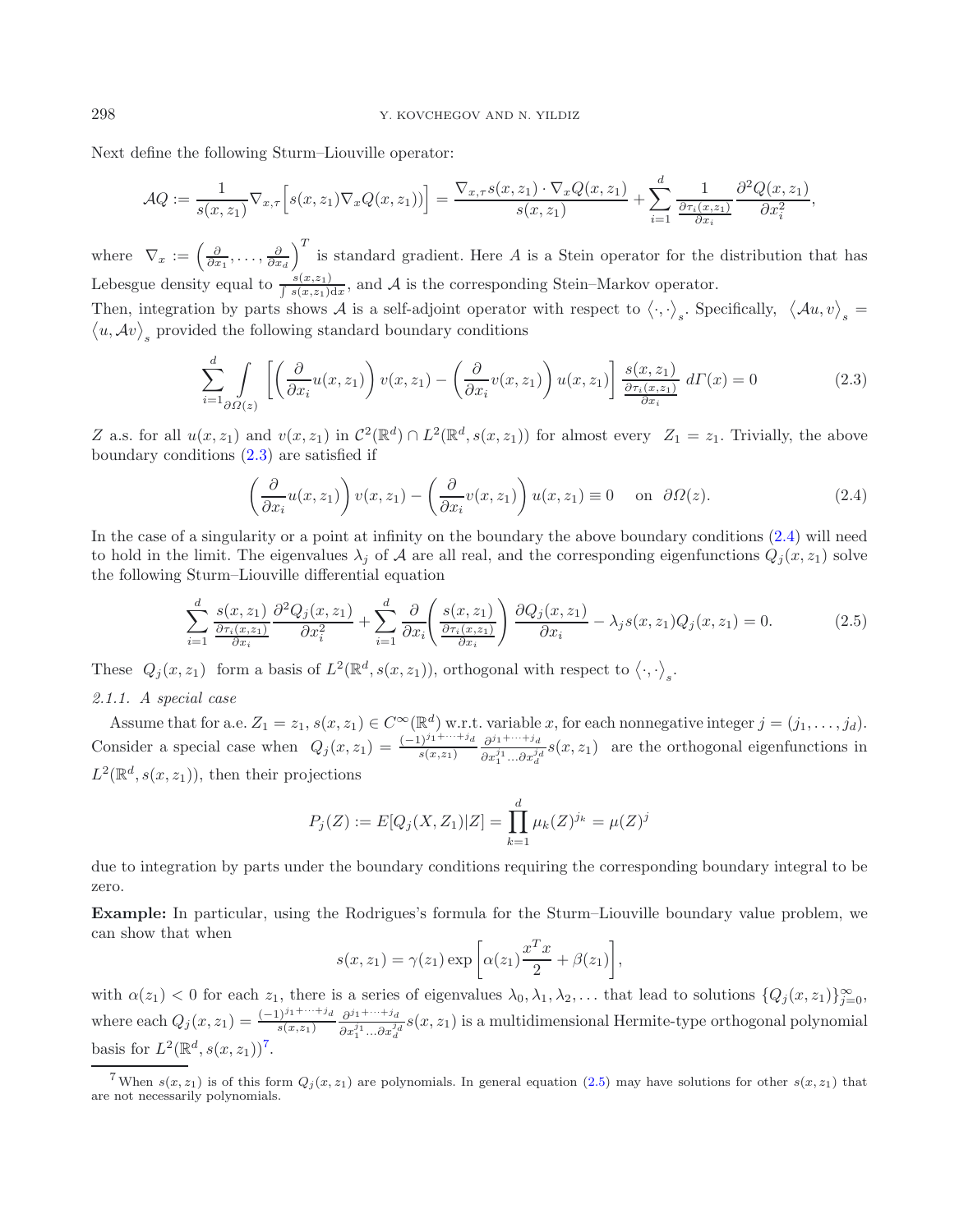Next define the following Sturm–Liouville operator:

$$\mathcal{A}Q := \frac{1}{s(x,z_1)}\nabla_{x,\tau}\Big[s(x,z_1)\nabla_x Q(x,z_1))\Big] = \frac{\nabla_{x,\tau}s(x,z_1)\cdot\nabla_x Q(x,z_1)}{s(x,z_1)} + \sum_{i=1}^{d}\frac{1}{\frac{\partial\tau_i(x,z_1)}{\partial x_i}}\frac{\partial^2 Q(x,z_1)}{\partial x_i^2},$$

where $\nabla_x := \left(\frac{\partial}{\partial x_1},\ldots,\frac{\partial}{\partial x_d}\right)^T$ is standard gradient. Here $A$ is a Stein operator for the distribution that has Lebesgue density equal to $\frac{s(x,z_1)}{\int s(x,z_1)\mathrm{d}x}$, and $\mathcal{A}$ is the corresponding Stein–Markov operator.

Then, integration by parts shows $\mathcal{A}$ is a self-adjoint operator with respect to $\langle\cdot,\cdot\rangle_s$. Specifically, $\langle\mathcal{A}u,v\rangle_s = \langle u,\mathcal{A}v\rangle_s$ provided the following standard boundary conditions

$$\sum_{i=1}^{d}\int_{\partial\Omega(z)}\left[\left(\frac{\partial}{\partial x_i}u(x,z_1)\right)v(x,z_1) - \left(\frac{\partial}{\partial x_i}v(x,z_1)\right)u(x,z_1)\right]\frac{s(x,z_1)}{\frac{\partial\tau_i(x,z_1)}{\partial x_i}}\,d\Gamma(x) = 0 \tag{2.3}$$

$Z$ a.s. for all $u(x,z_1)$ and $v(x,z_1)$ in $\mathcal{C}^2(\mathbb{R}^d)\cap L^2(\mathbb{R}^d,s(x,z_1))$ for almost every $Z_1 = z_1$. Trivially, the above boundary conditions (2.3) are satisfied if

$$\left(\frac{\partial}{\partial x_i}u(x,z_1)\right)v(x,z_1) - \left(\frac{\partial}{\partial x_i}v(x,z_1)\right)u(x,z_1) \equiv 0 \quad \text{on } \partial\Omega(z). \tag{2.4}$$

In the case of a singularity or a point at infinity on the boundary the above boundary conditions (2.4) will need to hold in the limit. The eigenvalues $\lambda_j$ of $\mathcal{A}$ are all real, and the corresponding eigenfunctions $Q_j(x,z_1)$ solve the following Sturm–Liouville differential equation

$$\sum_{i=1}^{d}\frac{s(x,z_1)}{\frac{\partial\tau_i(x,z_1)}{\partial x_i}}\frac{\partial^2 Q_j(x,z_1)}{\partial x_i^2} + \sum_{i=1}^{d}\frac{\partial}{\partial x_i}\left(\frac{s(x,z_1)}{\frac{\partial\tau_i(x,z_1)}{\partial x_i}}\right)\frac{\partial Q_j(x,z_1)}{\partial x_i} - \lambda_j s(x,z_1)Q_j(x,z_1) = 0. \tag{2.5}$$

These $Q_j(x,z_1)$ form a basis of $L^2(\mathbb{R}^d,s(x,z_1))$, orthogonal with respect to $\langle\cdot,\cdot\rangle_s$.

*2.1.1. A special case*

Assume that for a.e. $Z_1 = z_1$, $s(x,z_1)\in C^\infty(\mathbb{R}^d)$ w.r.t. variable $x$, for each nonnegative integer $j = (j_1,\ldots,j_d)$. Consider a special case when $Q_j(x,z_1) = \frac{(-1)^{j_1+\cdots+j_d}}{s(x,z_1)}\frac{\partial^{j_1+\cdots+j_d}}{\partial x_1^{j_1}\ldots\partial x_d^{j_d}}s(x,z_1)$ are the orthogonal eigenfunctions in $L^2(\mathbb{R}^d,s(x,z_1))$, then their projections

$$P_j(Z) := E[Q_j(X,Z_1)|Z] = \prod_{k=1}^{d}\mu_k(Z)^{j_k} = \mu(Z)^j$$

due to integration by parts under the boundary conditions requiring the corresponding boundary integral to be zero.

**Example:** In particular, using the Rodrigues's formula for the Sturm–Liouville boundary value problem, we can show that when

$$s(x,z_1) = \gamma(z_1)\exp\left[\alpha(z_1)\frac{x^Tx}{2} + \beta(z_1)\right],$$

with $\alpha(z_1) < 0$ for each $z_1$, there is a series of eigenvalues $\lambda_0,\lambda_1,\lambda_2,\ldots$ that lead to solutions $\{Q_j(x,z_1)\}_{j=0}^{\infty}$, where each $Q_j(x,z_1) = \frac{(-1)^{j_1+\cdots+j_d}}{s(x,z_1)}\frac{\partial^{j_1+\cdots+j_d}}{\partial x_1^{j_1}\ldots\partial x_d^{j_d}}s(x,z_1)$ is a multidimensional Hermite-type orthogonal polynomial basis for $L^2(\mathbb{R}^d,s(x,z_1))$[7].

[7] When $s(x,z_1)$ is of this form $Q_j(x,z_1)$ are polynomials. In general equation (2.5) may have solutions for other $s(x,z_1)$ that are not necessarily polynomials.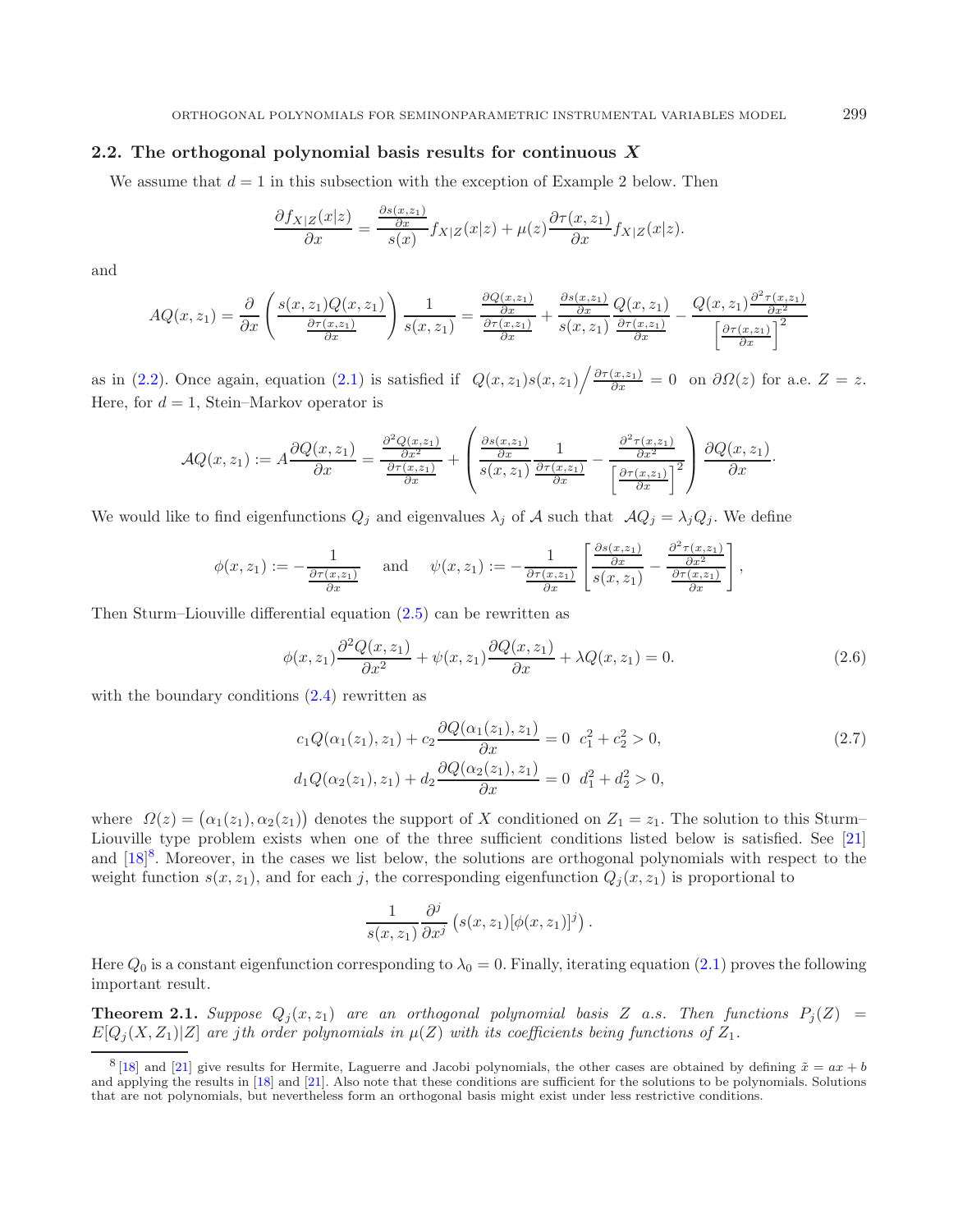### 2.2. The orthogonal polynomial basis results for continuous $X$

We assume that $d = 1$ in this subsection with the exception of Example 2 below. Then

$$\frac{\partial f_{X|Z}(x|z)}{\partial x} = \frac{\frac{\partial s(x,z_1)}{\partial x}}{s(x)} f_{X|Z}(x|z) + \mu(z)\frac{\partial \tau(x,z_1)}{\partial x} f_{X|Z}(x|z).$$

and

$$AQ(x,z_1) = \frac{\partial}{\partial x}\left(\frac{s(x,z_1)Q(x,z_1)}{\frac{\partial \tau(x,z_1)}{\partial x}}\right)\frac{1}{s(x,z_1)} = \frac{\frac{\partial Q(x,z_1)}{\partial x}}{\frac{\partial \tau(x,z_1)}{\partial x}} + \frac{\frac{\partial s(x,z_1)}{\partial x}}{s(x,z_1)}\frac{Q(x,z_1)}{\frac{\partial \tau(x,z_1)}{\partial x}} - \frac{Q(x,z_1)\frac{\partial^2 \tau(x,z_1)}{\partial x^2}}{\left[\frac{\partial \tau(x,z_1)}{\partial x}\right]^2}$$

as in (2.2). Once again, equation (2.1) is satisfied if $Q(x,z_1)s(x,z_1)\Big/\frac{\partial \tau(x,z_1)}{\partial x} = 0$ on $\partial\Omega(z)$ for a.e. $Z = z$. Here, for $d = 1$, Stein–Markov operator is

$$\mathcal{A}Q(x,z_1) := A\frac{\partial Q(x,z_1)}{\partial x} = \frac{\frac{\partial^2 Q(x,z_1)}{\partial x^2}}{\frac{\partial \tau(x,z_1)}{\partial x}} + \left(\frac{\frac{\partial s(x,z_1)}{\partial x}}{s(x,z_1)}\frac{1}{\frac{\partial \tau(x,z_1)}{\partial x}} - \frac{\frac{\partial^2 \tau(x,z_1)}{\partial x^2}}{\left[\frac{\partial \tau(x,z_1)}{\partial x}\right]^2}\right)\frac{\partial Q(x,z_1)}{\partial x}.$$

We would like to find eigenfunctions $Q_j$ and eigenvalues $\lambda_j$ of $\mathcal{A}$ such that $\mathcal{A}Q_j = \lambda_j Q_j$. We define

$$\phi(x,z_1) := -\frac{1}{\frac{\partial \tau(x,z_1)}{\partial x}} \quad \text{and} \quad \psi(x,z_1) := -\frac{1}{\frac{\partial \tau(x,z_1)}{\partial x}}\left[\frac{\frac{\partial s(x,z_1)}{\partial x}}{s(x,z_1)} - \frac{\frac{\partial^2 \tau(x,z_1)}{\partial x^2}}{\frac{\partial \tau(x,z_1)}{\partial x}}\right],$$

Then Sturm–Liouville differential equation (2.5) can be rewritten as

$$\phi(x,z_1)\frac{\partial^2 Q(x,z_1)}{\partial x^2} + \psi(x,z_1)\frac{\partial Q(x,z_1)}{\partial x} + \lambda Q(x,z_1) = 0. \tag{2.6}$$

with the boundary conditions (2.4) rewritten as

$$\begin{aligned} c_1 Q(\alpha_1(z_1),z_1) + c_2\frac{\partial Q(\alpha_1(z_1),z_1)}{\partial x} &= 0 \quad c_1^2 + c_2^2 > 0, \\ d_1 Q(\alpha_2(z_1),z_1) + d_2\frac{\partial Q(\alpha_2(z_1),z_1)}{\partial x} &= 0 \quad d_1^2 + d_2^2 > 0, \end{aligned} \tag{2.7}$$

where $\Omega(z) = \big(\alpha_1(z_1), \alpha_2(z_1)\big)$ denotes the support of $X$ conditioned on $Z_1 = z_1$. The solution to this Sturm–Liouville type problem exists when one of the three sufficient conditions listed below is satisfied. See [21] and [18][8]. Moreover, in the cases we list below, the solutions are orthogonal polynomials with respect to the weight function $s(x,z_1)$, and for each $j$, the corresponding eigenfunction $Q_j(x,z_1)$ is proportional to

$$\frac{1}{s(x,z_1)}\frac{\partial^j}{\partial x^j}\left(s(x,z_1)[\phi(x,z_1)]^j\right).$$

Here $Q_0$ is a constant eigenfunction corresponding to $\lambda_0 = 0$. Finally, iterating equation (2.1) proves the following important result.

**Theorem 2.1.** *Suppose $Q_j(x,z_1)$ are an orthogonal polynomial basis $Z$ a.s. Then functions $P_j(Z) = E[Q_j(X,Z_1)|Z]$ are $j$th order polynomials in $\mu(Z)$ with its coefficients being functions of $Z_1$.*

---

[8] [18] and [21] give results for Hermite, Laguerre and Jacobi polynomials, the other cases are obtained by defining $\tilde{x} = ax + b$ and applying the results in [18] and [21]. Also note that these conditions are sufficient for the solutions to be polynomials. Solutions that are not polynomials, but nevertheless form an orthogonal basis might exist under less restrictive conditions.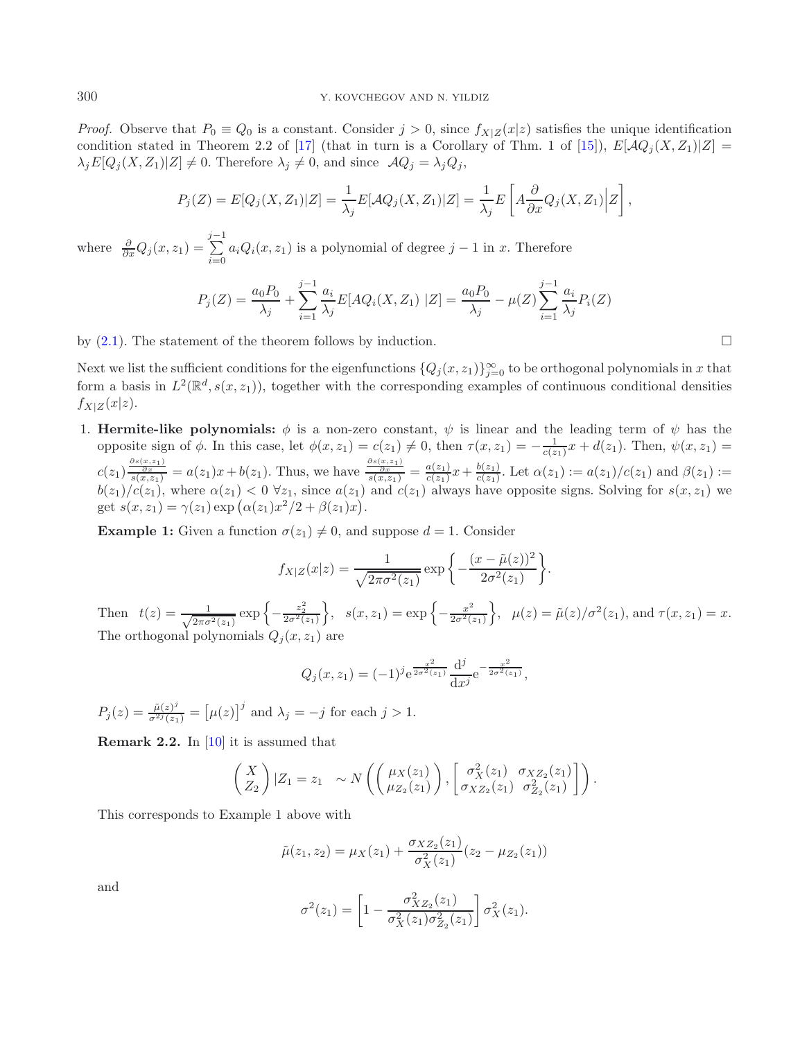*Proof.* Observe that $P_0 \equiv Q_0$ is a constant. Consider $j > 0$, since $f_{X|Z}(x|z)$ satisfies the unique identification condition stated in Theorem 2.2 of [17] (that in turn is a Corollary of Thm. 1 of [15]), $E[\mathcal{A}Q_j(X,Z_1)|Z] = \lambda_j E[Q_j(X,Z_1)|Z] \neq 0$. Therefore $\lambda_j \neq 0$, and since $\mathcal{A}Q_j = \lambda_j Q_j$,

$$P_j(Z) = E[Q_j(X,Z_1)|Z] = \frac{1}{\lambda_j} E[\mathcal{A}Q_j(X,Z_1)|Z] = \frac{1}{\lambda_j} E\left[A\frac{\partial}{\partial x}Q_j(X,Z_1)\Big|Z\right],$$

where $\frac{\partial}{\partial x}Q_j(x,z_1) = \sum_{i=0}^{j-1} a_i Q_i(x,z_1)$ is a polynomial of degree $j-1$ in $x$. Therefore

$$P_j(Z) = \frac{a_0 P_0}{\lambda_j} + \sum_{i=1}^{j-1} \frac{a_i}{\lambda_j} E[AQ_i(X,Z_1)\ |Z] = \frac{a_0 P_0}{\lambda_j} - \mu(Z)\sum_{i=1}^{j-1}\frac{a_i}{\lambda_j}P_i(Z)$$

by (2.1). The statement of the theorem follows by induction. □

Next we list the sufficient conditions for the eigenfunctions $\{Q_j(x,z_1)\}_{j=0}^{\infty}$ to be orthogonal polynomials in $x$ that form a basis in $L^2(\mathbb{R}^d, s(x,z_1))$, together with the corresponding examples of continuous conditional densities $f_{X|Z}(x|z)$.

1. **Hermite-like polynomials:** $\phi$ is a non-zero constant, $\psi$ is linear and the leading term of $\psi$ has the opposite sign of $\phi$. In this case, let $\phi(x,z_1) = c(z_1) \neq 0$, then $\tau(x,z_1) = -\frac{1}{c(z_1)}x + d(z_1)$. Then, $\psi(x,z_1) = c(z_1)\frac{\frac{\partial s(x,z_1)}{\partial x}}{s(x,z_1)} = a(z_1)x + b(z_1)$. Thus, we have $\frac{\frac{\partial s(x,z_1)}{\partial x}}{s(x,z_1)} = \frac{a(z_1)}{c(z_1)}x + \frac{b(z_1)}{c(z_1)}$. Let $\alpha(z_1) := a(z_1)/c(z_1)$ and $\beta(z_1) := b(z_1)/c(z_1)$, where $\alpha(z_1) < 0\ \forall z_1$, since $a(z_1)$ and $c(z_1)$ always have opposite signs. Solving for $s(x,z_1)$ we get $s(x,z_1) = \gamma(z_1)\exp\big(\alpha(z_1)x^2/2 + \beta(z_1)x\big)$.

   **Example 1:** Given a function $\sigma(z_1) \neq 0$, and suppose $d = 1$. Consider

   $$f_{X|Z}(x|z) = \frac{1}{\sqrt{2\pi\sigma^2(z_1)}}\exp\left\{-\frac{(x-\tilde{\mu}(z))^2}{2\sigma^2(z_1)}\right\}.$$

   Then $t(z) = \frac{1}{\sqrt{2\pi\sigma^2(z_1)}}\exp\left\{-\frac{z_2^2}{2\sigma^2(z_1)}\right\}$, $s(x,z_1) = \exp\left\{-\frac{x^2}{2\sigma^2(z_1)}\right\}$, $\mu(z) = \tilde{\mu}(z)/\sigma^2(z_1)$, and $\tau(x,z_1) = x$. The orthogonal polynomials $Q_j(x,z_1)$ are

   $$Q_j(x,z_1) = (-1)^j \mathrm{e}^{\frac{x^2}{2\sigma^2(z_1)}}\frac{\mathrm{d}^j}{\mathrm{d}x^j}\mathrm{e}^{-\frac{x^2}{2\sigma^2(z_1)}},$$

   $P_j(z) = \frac{\tilde{\mu}(z)^j}{\sigma^{2j}(z_1)} = \big[\mu(z)\big]^j$ and $\lambda_j = -j$ for each $j > 1$.

   **Remark 2.2.** In [10] it is assumed that

   $$\begin{pmatrix} X \\ Z_2 \end{pmatrix} |Z_1 = z_1 \quad \sim N\left(\begin{pmatrix} \mu_X(z_1) \\ \mu_{Z_2}(z_1)\end{pmatrix}, \begin{bmatrix} \sigma_X^2(z_1) & \sigma_{XZ_2}(z_1) \\ \sigma_{XZ_2}(z_1) & \sigma_{Z_2}^2(z_1)\end{bmatrix}\right).$$

   This corresponds to Example 1 above with

   $$\tilde{\mu}(z_1,z_2) = \mu_X(z_1) + \frac{\sigma_{XZ_2}(z_1)}{\sigma_X^2(z_1)}(z_2 - \mu_{Z_2}(z_1))$$

   and

   $$\sigma^2(z_1) = \left[1 - \frac{\sigma_{XZ_2}^2(z_1)}{\sigma_X^2(z_1)\sigma_{Z_2}^2(z_1)}\right]\sigma_X^2(z_1).$$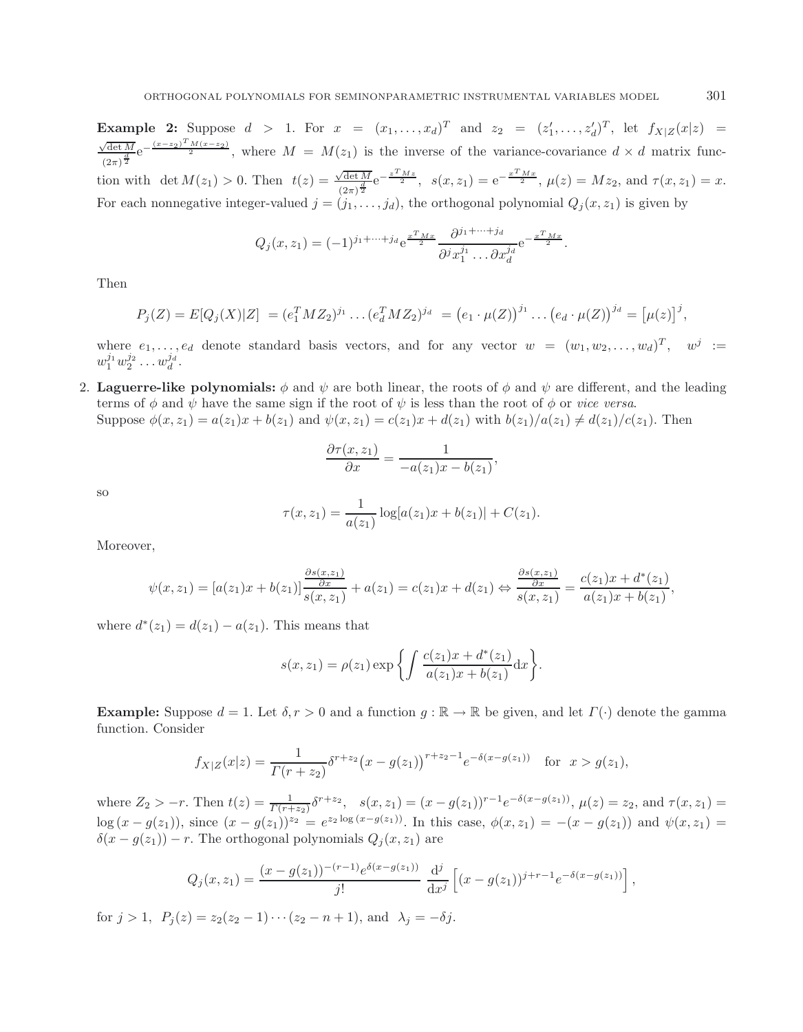**Example 2:** Suppose $d > 1$. For $x = (x_1, \dots, x_d)^T$ and $z_2 = (z_1', \dots, z_d')^T$, let $f_{X|Z}(x|z) = \frac{\sqrt{\det M}}{(2\pi)^{\frac{d}{2}}} \mathrm{e}^{-\frac{(x-z_2)^T M (x-z_2)}{2}}$, where $M = M(z_1)$ is the inverse of the variance-covariance $d \times d$ matrix function with $\det M(z_1) > 0$. Then $t(z) = \frac{\sqrt{\det M}}{(2\pi)^{\frac{d}{2}}} \mathrm{e}^{-\frac{z^T M z}{2}}$, $s(x, z_1) = \mathrm{e}^{-\frac{x^T M x}{2}}$, $\mu(z) = M z_2$, and $\tau(x, z_1) = x$. For each nonnegative integer-valued $j = (j_1, \dots, j_d)$, the orthogonal polynomial $Q_j(x, z_1)$ is given by

$$Q_j(x, z_1) = (-1)^{j_1 + \dots + j_d} \mathrm{e}^{\frac{x^T M x}{2}} \frac{\partial^{j_1 + \dots + j_d}}{\partial^j x_1^{j_1} \dots \partial x_d^{j_d}} \mathrm{e}^{-\frac{x^T M x}{2}}.$$

Then

$$P_j(Z) = E[Q_j(X)|Z] = (e_1^T M Z_2)^{j_1} \dots (e_d^T M Z_2)^{j_d} = \big(e_1 \cdot \mu(Z)\big)^{j_1} \dots \big(e_d \cdot \mu(Z)\big)^{j_d} = \big[\mu(z)\big]^j,$$

where $e_1, \dots, e_d$ denote standard basis vectors, and for any vector $w = (w_1, w_2, \dots, w_d)^T$, $w^j := w_1^{j_1} w_2^{j_2} \dots w_d^{j_d}$.

2. **Laguerre-like polynomials:** $\phi$ and $\psi$ are both linear, the roots of $\phi$ and $\psi$ are different, and the leading terms of $\phi$ and $\psi$ have the same sign if the root of $\psi$ is less than the root of $\phi$ or *vice versa*.
Suppose $\phi(x, z_1) = a(z_1)x + b(z_1)$ and $\psi(x, z_1) = c(z_1)x + d(z_1)$ with $b(z_1)/a(z_1) \neq d(z_1)/c(z_1)$. Then

$$\frac{\partial \tau(x, z_1)}{\partial x} = \frac{1}{-a(z_1)x - b(z_1)},$$

so

$$\tau(x, z_1) = \frac{1}{a(z_1)} \log[a(z_1)x + b(z_1)| + C(z_1).$$

Moreover,

$$\psi(x, z_1) = [a(z_1)x + b(z_1)] \frac{\frac{\partial s(x, z_1)}{\partial x}}{s(x, z_1)} + a(z_1) = c(z_1)x + d(z_1) \Leftrightarrow \frac{\frac{\partial s(x, z_1)}{\partial x}}{s(x, z_1)} = \frac{c(z_1)x + d^*(z_1)}{a(z_1)x + b(z_1)},$$

where $d^*(z_1) = d(z_1) - a(z_1)$. This means that

$$s(x, z_1) = \rho(z_1) \exp\left\{ \int \frac{c(z_1)x + d^*(z_1)}{a(z_1)x + b(z_1)} \mathrm{d}x \right\}.$$

**Example:** Suppose $d = 1$. Let $\delta, r > 0$ and a function $g : \mathbb{R} \to \mathbb{R}$ be given, and let $\Gamma(\cdot)$ denote the gamma function. Consider

$$f_{X|Z}(x|z) = \frac{1}{\Gamma(r + z_2)} \delta^{r + z_2} \big(x - g(z_1)\big)^{r + z_2 - 1} e^{-\delta(x - g(z_1))} \quad \text{for} \quad x > g(z_1),$$

where $Z_2 > -r$. Then $t(z) = \frac{1}{\Gamma(r + z_2)} \delta^{r + z_2}$, $s(x, z_1) = (x - g(z_1))^{r-1} e^{-\delta(x - g(z_1))}$, $\mu(z) = z_2$, and $\tau(x, z_1) = \log(x - g(z_1))$, since $(x - g(z_1))^{z_2} = e^{z_2 \log(x - g(z_1))}$. In this case, $\phi(x, z_1) = -(x - g(z_1))$ and $\psi(x, z_1) = \delta(x - g(z_1)) - r$. The orthogonal polynomials $Q_j(x, z_1)$ are

$$Q_j(x, z_1) = \frac{(x - g(z_1))^{-(r-1)} e^{\delta(x - g(z_1))}}{j!} \frac{\mathrm{d}^j}{\mathrm{d}x^j} \left[ (x - g(z_1))^{j + r - 1} e^{-\delta(x - g(z_1))} \right],$$

for $j > 1$, $P_j(z) = z_2(z_2 - 1) \cdots (z_2 - n + 1)$, and $\lambda_j = -\delta j$.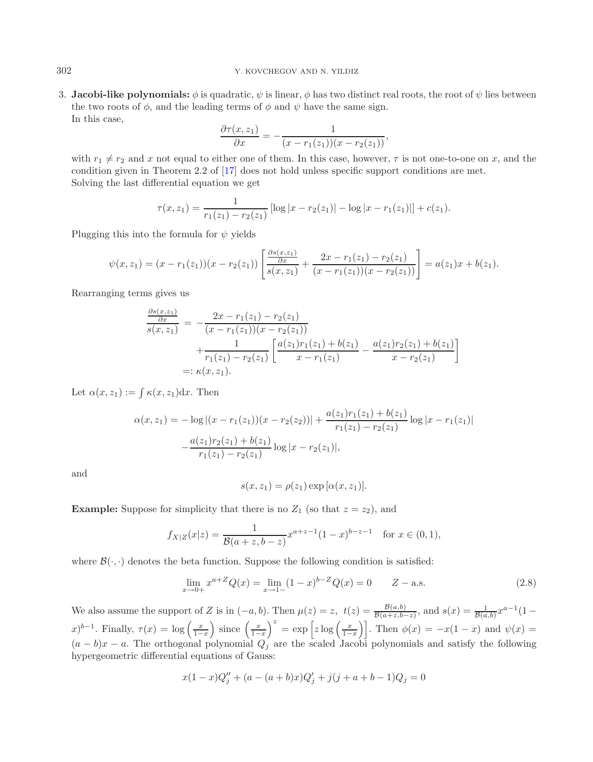3. **Jacobi-like polynomials:** $\phi$ is quadratic, $\psi$ is linear, $\phi$ has two distinct real roots, the root of $\psi$ lies between the two roots of $\phi$, and the leading terms of $\phi$ and $\psi$ have the same sign.
   In this case,

$$\frac{\partial \tau(x,z_1)}{\partial x} = -\frac{1}{(x-r_1(z_1))(x-r_2(z_1))},$$

with $r_1 \neq r_2$ and $x$ not equal to either one of them. In this case, however, $\tau$ is not one-to-one on $x$, and the condition given in Theorem 2.2 of [17] does not hold unless specific support conditions are met.
Solving the last differential equation we get

$$\tau(x,z_1) = \frac{1}{r_1(z_1)-r_2(z_1)}\left[\log|x-r_2(z_1)| - \log|x-r_1(z_1)|\right] + c(z_1).$$

Plugging this into the formula for $\psi$ yields

$$\psi(x,z_1) = (x-r_1(z_1))(x-r_2(z_1))\left[\frac{\frac{\partial s(x,z_1)}{\partial x}}{s(x,z_1)} + \frac{2x-r_1(z_1)-r_2(z_1)}{(x-r_1(z_1))(x-r_2(z_1))}\right] = a(z_1)x + b(z_1).$$

Rearranging terms gives us

$$\begin{aligned}
\frac{\frac{\partial s(x,z_1)}{\partial x}}{s(x,z_1)} &= -\frac{2x-r_1(z_1)-r_2(z_1)}{(x-r_1(z_1))(x-r_2(z_1))} \\
&\quad + \frac{1}{r_1(z_1)-r_2(z_1)}\left[\frac{a(z_1)r_1(z_1)+b(z_1)}{x-r_1(z_1)} - \frac{a(z_1)r_2(z_1)+b(z_1)}{x-r_2(z_1)}\right] \\
&=: \kappa(x,z_1).
\end{aligned}$$

Let $\alpha(x,z_1) := \int \kappa(x,z_1)\mathrm{d}x$. Then

$$\begin{aligned}
\alpha(x,z_1) = &-\log|(x-r_1(z_1))(x-r_2(z_2))| + \frac{a(z_1)r_1(z_1)+b(z_1)}{r_1(z_1)-r_2(z_1)}\log|x-r_1(z_1)| \\
&- \frac{a(z_1)r_2(z_1)+b(z_1)}{r_1(z_1)-r_2(z_1)}\log|x-r_2(z_1)|,
\end{aligned}$$

and

$$s(x,z_1) = \rho(z_1)\exp\left[\alpha(x,z_1)\right].$$

**Example:** Suppose for simplicity that there is no $Z_1$ (so that $z = z_2$), and

$$f_{X|Z}(x|z) = \frac{1}{\mathcal{B}(a+z,b-z)}x^{a+z-1}(1-x)^{b-z-1} \quad \text{for } x \in (0,1),$$

where $\mathcal{B}(\cdot,\cdot)$ denotes the beta function. Suppose the following condition is satisfied:

$$\lim_{x\to 0+} x^{a+Z}Q(x) = \lim_{x\to 1-}(1-x)^{b-Z}Q(x) = 0 \qquad Z-\text{a.s.} \tag{2.8}$$

We also assume the support of $Z$ is in $(-a,b)$. Then $\mu(z) = z$, $t(z) = \frac{\mathcal{B}(a,b)}{\mathcal{B}(a+z,b-z)}$, and $s(x) = \frac{1}{\mathcal{B}(a,b)}x^{a-1}(1-x)^{b-1}$. Finally, $\tau(x) = \log\left(\frac{x}{1-x}\right)$ since $\left(\frac{x}{1-x}\right)^z = \exp\left[z\log\left(\frac{x}{1-x}\right)\right]$. Then $\phi(x) = -x(1-x)$ and $\psi(x) = (a-b)x - a$. The orthogonal polynomial $Q_j$ are the scaled Jacobi polynomials and satisfy the following hypergeometric differential equations of Gauss:

$$x(1-x)Q_j'' + (a-(a+b)x)Q_j' + j(j+a+b-1)Q_j = 0$$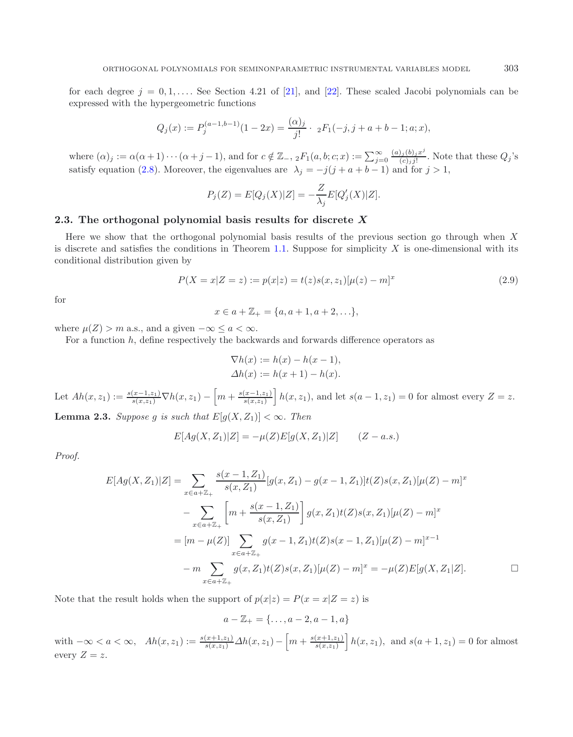for each degree $j = 0, 1, \ldots$. See Section 4.21 of [21], and [22]. These scaled Jacobi polynomials can be expressed with the hypergeometric functions

$$Q_j(x) := P_j^{(a-1,b-1)}(1-2x) = \frac{(\alpha)_j}{j!} \cdot \ {}_2F_1(-j, j+a+b-1; a; x),$$

where $(\alpha)_j := \alpha(\alpha+1)\cdots(\alpha+j-1)$, and for $c \notin \mathbb{Z}_-$, ${}_2F_1(a,b;c;x) := \sum_{j=0}^{\infty} \frac{(a)_j (b)_j x^j}{(c)_j j!}$. Note that these $Q_j$'s satisfy equation (2.8). Moreover, the eigenvalues are $\lambda_j = -j(j+a+b-1)$ and for $j > 1$,

$$P_j(Z) = E[Q_j(X)|Z] = -\frac{Z}{\lambda_j} E[Q_j'(X)|Z].$$

## 2.3. The orthogonal polynomial basis results for discrete $X$

Here we show that the orthogonal polynomial basis results of the previous section go through when $X$ is discrete and satisfies the conditions in Theorem 1.1. Suppose for simplicity $X$ is one-dimensional with its conditional distribution given by

$$P(X = x|Z = z) := p(x|z) = t(z)s(x, z_1)[\mu(z) - m]^x \tag{2.9}$$

for

$$x \in a + \mathbb{Z}_+ = \{a, a+1, a+2, \ldots\},$$

where $\mu(Z) > m$ a.s., and a given $-\infty \le a < \infty$.

For a function $h$, define respectively the backwards and forwards difference operators as

$$\nabla h(x) := h(x) - h(x-1),$$
$$\Delta h(x) := h(x+1) - h(x).$$

Let $Ah(x, z_1) := \frac{s(x-1,z_1)}{s(x,z_1)} \nabla h(x, z_1) - \left[m + \frac{s(x-1,z_1)}{s(x,z_1)}\right] h(x, z_1)$, and let $s(a-1, z_1) = 0$ for almost every $Z = z$.

**Lemma 2.3.** *Suppose $g$ is such that $E[g(X, Z_1)] < \infty$. Then*

$$E[Ag(X, Z_1)|Z] = -\mu(Z) E[g(X, Z_1)|Z] \qquad (Z-a.s.)$$

*Proof.*

$$\begin{aligned}
E[Ag(X, Z_1)|Z] &= \sum_{x \in a+\mathbb{Z}_+} \frac{s(x-1, Z_1)}{s(x, Z_1)} [g(x, Z_1) - g(x-1, Z_1)] t(Z) s(x, Z_1) [\mu(Z) - m]^x \\
&\quad - \sum_{x \in a+\mathbb{Z}_+} \left[m + \frac{s(x-1, Z_1)}{s(x, Z_1)}\right] g(x, Z_1) t(Z) s(x, Z_1) [\mu(Z) - m]^x \\
&= [m - \mu(Z)] \sum_{x \in a+\mathbb{Z}_+} g(x-1, Z_1) t(Z) s(x-1, Z_1) [\mu(Z) - m]^{x-1} \\
&\quad - m \sum_{x \in a+\mathbb{Z}_+} g(x, Z_1) t(Z) s(x, Z_1) [\mu(Z) - m]^x = -\mu(Z) E[g(X, Z_1|Z]. \qquad \square
\end{aligned}$$

Note that the result holds when the support of $p(x|z) = P(x = x|Z = z)$ is

$$a - \mathbb{Z}_+ = \{\ldots, a-2, a-1, a\}$$

with $-\infty < a < \infty$, $\;Ah(x, z_1) := \frac{s(x+1,z_1)}{s(x,z_1)} \Delta h(x, z_1) - \left[m + \frac{s(x+1,z_1)}{s(x,z_1)}\right] h(x, z_1)$, and $s(a+1, z_1) = 0$ for almost every $Z = z$.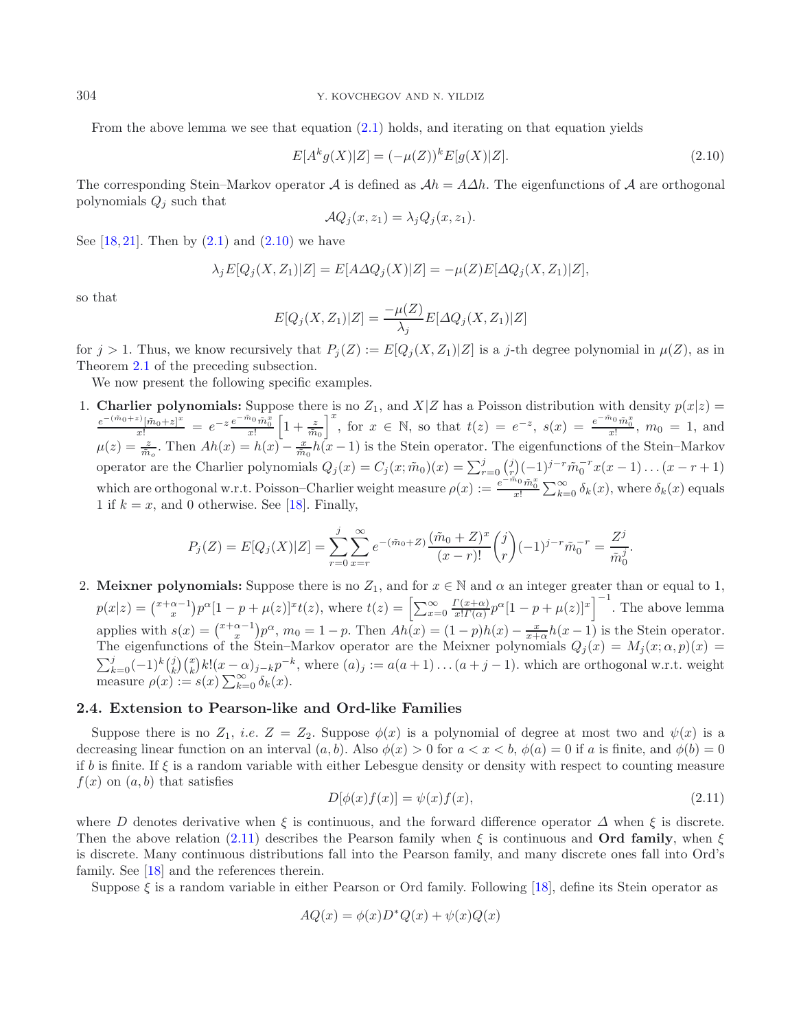From the above lemma we see that equation (2.1) holds, and iterating on that equation yields

$$E[A^k g(X)|Z] = (-\mu(Z))^k E[g(X)|Z]. \tag{2.10}$$

The corresponding Stein–Markov operator $\mathcal{A}$ is defined as $\mathcal{A}h = A\Delta h$. The eigenfunctions of $\mathcal{A}$ are orthogonal polynomials $Q_j$ such that

$$\mathcal{A}Q_j(x, z_1) = \lambda_j Q_j(x, z_1).$$

See [18, 21]. Then by (2.1) and (2.10) we have

$$\lambda_j E[Q_j(X, Z_1)|Z] = E[A\Delta Q_j(X)|Z] = -\mu(Z) E[\Delta Q_j(X, Z_1)|Z],$$

so that

$$E[Q_j(X, Z_1)|Z] = \frac{-\mu(Z)}{\lambda_j} E[\Delta Q_j(X, Z_1)|Z]$$

for $j > 1$. Thus, we know recursively that $P_j(Z) := E[Q_j(X, Z_1)|Z]$ is a $j$-th degree polynomial in $\mu(Z)$, as in Theorem 2.1 of the preceding subsection.

We now present the following specific examples.

1. **Charlier polynomials:** Suppose there is no $Z_1$, and $X|Z$ has a Poisson distribution with density $p(x|z) = \frac{e^{-(\tilde{m}_0+z)}[\tilde{m}_0+z]^x}{x!} = e^{-z}\frac{e^{-\tilde{m}_0}\tilde{m}_0^x}{x!}\left[1+\frac{z}{\tilde{m}_0}\right]^x$, for $x \in \mathbb{N}$, so that $t(z) = e^{-z}$, $s(x) = \frac{e^{-\tilde{m}_0}\tilde{m}_0^x}{x!}$, $m_0 = 1$, and $\mu(z) = \frac{z}{\tilde{m}_o}$. Then $Ah(x) = h(x) - \frac{x}{\tilde{m}_0}h(x-1)$ is the Stein operator. The eigenfunctions of the Stein–Markov operator are the Charlier polynomials $Q_j(x) = C_j(x; \tilde{m}_0)(x) = \sum_{r=0}^{j}\binom{j}{r}(-1)^{j-r}\tilde{m}_0^{-r}x(x-1)\ldots(x-r+1)$ which are orthogonal w.r.t. Poisson–Charlier weight measure $\rho(x) := \frac{e^{-\tilde{m}_0}\tilde{m}_0^x}{x!}\sum_{k=0}^{\infty}\delta_k(x)$, where $\delta_k(x)$ equals 1 if $k = x$, and 0 otherwise. See [18]. Finally,

$$P_j(Z) = E[Q_j(X)|Z] = \sum_{r=0}^{j}\sum_{x=r}^{\infty} e^{-(\tilde{m}_0+Z)}\frac{(\tilde{m}_0+Z)^x}{(x-r)!}\binom{j}{r}(-1)^{j-r}\tilde{m}_0^{-r} = \frac{Z^j}{\tilde{m}_0^j}.$$

2. **Meixner polynomials:** Suppose there is no $Z_1$, and for $x \in \mathbb{N}$ and $\alpha$ an integer greater than or equal to 1, $p(x|z) = \binom{x+\alpha-1}{x}p^\alpha[1-p+\mu(z)]^x t(z)$, where $t(z) = \left[\sum_{x=0}^{\infty}\frac{\Gamma(x+\alpha)}{x!\Gamma(\alpha)}p^\alpha[1-p+\mu(z)]^x\right]^{-1}$. The above lemma applies with $s(x) = \binom{x+\alpha-1}{x}p^\alpha$, $m_0 = 1-p$. Then $Ah(x) = (1-p)h(x) - \frac{x}{x+\alpha}h(x-1)$ is the Stein operator. The eigenfunctions of the Stein–Markov operator are the Meixner polynomials $Q_j(x) = M_j(x; \alpha, p)(x) = \sum_{k=0}^{j}(-1)^k\binom{j}{k}\binom{x}{k}k!(x-\alpha)_{j-k}p^{-k}$, where $(a)_j := a(a+1)\ldots(a+j-1)$. which are orthogonal w.r.t. weight measure $\rho(x) := s(x)\sum_{k=0}^{\infty}\delta_k(x)$.

### 2.4. Extension to Pearson-like and Ord-like Families

Suppose there is no $Z_1$, *i.e.* $Z = Z_2$. Suppose $\phi(x)$ is a polynomial of degree at most two and $\psi(x)$ is a decreasing linear function on an interval $(a, b)$. Also $\phi(x) > 0$ for $a < x < b$, $\phi(a) = 0$ if $a$ is finite, and $\phi(b) = 0$ if $b$ is finite. If $\xi$ is a random variable with either Lebesgue density or density with respect to counting measure $f(x)$ on $(a, b)$ that satisfies

$$D[\phi(x)f(x)] = \psi(x)f(x), \tag{2.11}$$

where $D$ denotes derivative when $\xi$ is continuous, and the forward difference operator $\Delta$ when $\xi$ is discrete. Then the above relation (2.11) describes the Pearson family when $\xi$ is continuous and **Ord family**, when $\xi$ is discrete. Many continuous distributions fall into the Pearson family, and many discrete ones fall into Ord's family. See [18] and the references therein.

Suppose $\xi$ is a random variable in either Pearson or Ord family. Following [18], define its Stein operator as

$$AQ(x) = \phi(x)D^*Q(x) + \psi(x)Q(x)$$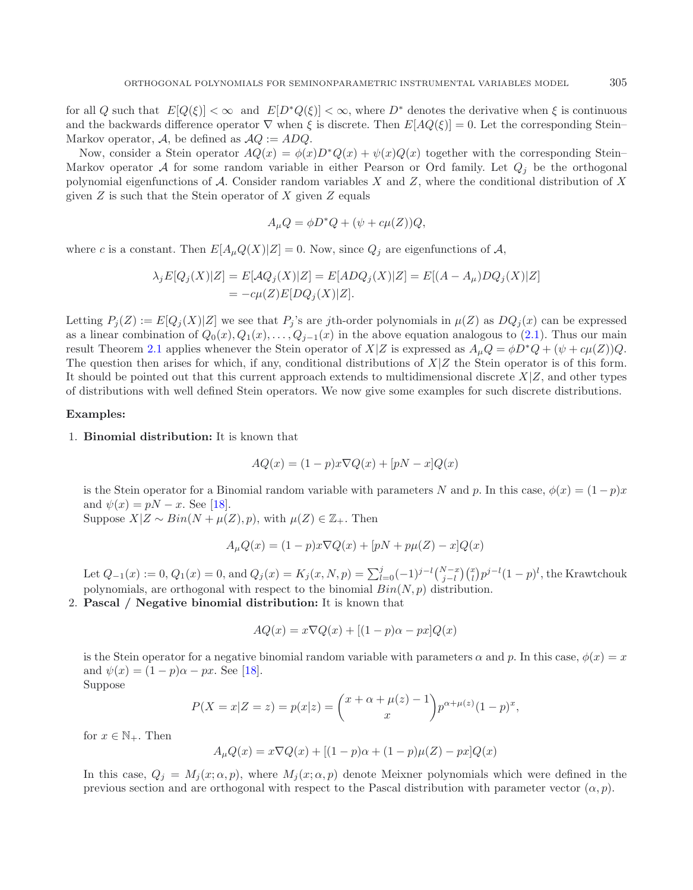for all $Q$ such that $E[Q(\xi)] < \infty$ and $E[D^*Q(\xi)] < \infty$, where $D^*$ denotes the derivative when $\xi$ is continuous and the backwards difference operator $\nabla$ when $\xi$ is discrete. Then $E[AQ(\xi)] = 0$. Let the corresponding Stein–Markov operator, $\mathcal{A}$, be defined as $\mathcal{A}Q := ADQ$.

Now, consider a Stein operator $AQ(x) = \phi(x)D^*Q(x) + \psi(x)Q(x)$ together with the corresponding Stein–Markov operator $\mathcal{A}$ for some random variable in either Pearson or Ord family. Let $Q_j$ be the orthogonal polynomial eigenfunctions of $\mathcal{A}$. Consider random variables $X$ and $Z$, where the conditional distribution of $X$ given $Z$ is such that the Stein operator of $X$ given $Z$ equals

$$A_\mu Q = \phi D^*Q + (\psi + c\mu(Z))Q,$$

where $c$ is a constant. Then $E[A_\mu Q(X)|Z] = 0$. Now, since $Q_j$ are eigenfunctions of $\mathcal{A}$,

$$\begin{aligned}\lambda_j E[Q_j(X)|Z] &= E[\mathcal{A}Q_j(X)|Z] = E[ADQ_j(X)|Z] = E[(A - A_\mu)DQ_j(X)|Z]\\ &= -c\mu(Z)E[DQ_j(X)|Z].\end{aligned}$$

Letting $P_j(Z) := E[Q_j(X)|Z]$ we see that $P_j$'s are $j$th-order polynomials in $\mu(Z)$ as $DQ_j(x)$ can be expressed as a linear combination of $Q_0(x), Q_1(x), \ldots, Q_{j-1}(x)$ in the above equation analogous to (2.1). Thus our main result Theorem 2.1 applies whenever the Stein operator of $X|Z$ is expressed as $A_\mu Q = \phi D^*Q + (\psi + c\mu(Z))Q$. The question then arises for which, if any, conditional distributions of $X|Z$ the Stein operator is of this form. It should be pointed out that this current approach extends to multidimensional discrete $X|Z$, and other types of distributions with well defined Stein operators. We now give some examples for such discrete distributions.

**Examples:**

1. **Binomial distribution:** It is known that

$$AQ(x) = (1-p)x\nabla Q(x) + [pN - x]Q(x)$$

is the Stein operator for a Binomial random variable with parameters $N$ and $p$. In this case, $\phi(x) = (1-p)x$ and $\psi(x) = pN - x$. See [18].
Suppose $X|Z \sim Bin(N + \mu(Z), p)$, with $\mu(Z) \in \mathbb{Z}_+$. Then

$$A_\mu Q(x) = (1-p)x\nabla Q(x) + [pN + p\mu(Z) - x]Q(x)$$

Let $Q_{-1}(x) := 0$, $Q_1(x) = 0$, and $Q_j(x) = K_j(x, N, p) = \sum_{l=0}^{j}(-1)^{j-l}\binom{N-x}{j-l}\binom{x}{l}p^{j-l}(1-p)^l$, the Krawtchouk polynomials, are orthogonal with respect to the binomial $Bin(N, p)$ distribution.

2. **Pascal / Negative binomial distribution:** It is known that

$$AQ(x) = x\nabla Q(x) + [(1-p)\alpha - px]Q(x)$$

is the Stein operator for a negative binomial random variable with parameters $\alpha$ and $p$. In this case, $\phi(x) = x$ and $\psi(x) = (1-p)\alpha - px$. See [18].
Suppose

$$P(X = x|Z = z) = p(x|z) = \binom{x + \alpha + \mu(z) - 1}{x}p^{\alpha+\mu(z)}(1-p)^x,$$

for $x \in \mathbb{N}_+$. Then

$$A_\mu Q(x) = x\nabla Q(x) + [(1-p)\alpha + (1-p)\mu(Z) - px]Q(x)$$

In this case, $Q_j = M_j(x; \alpha, p)$, where $M_j(x; \alpha, p)$ denote Meixner polynomials which were defined in the previous section and are orthogonal with respect to the Pascal distribution with parameter vector $(\alpha, p)$.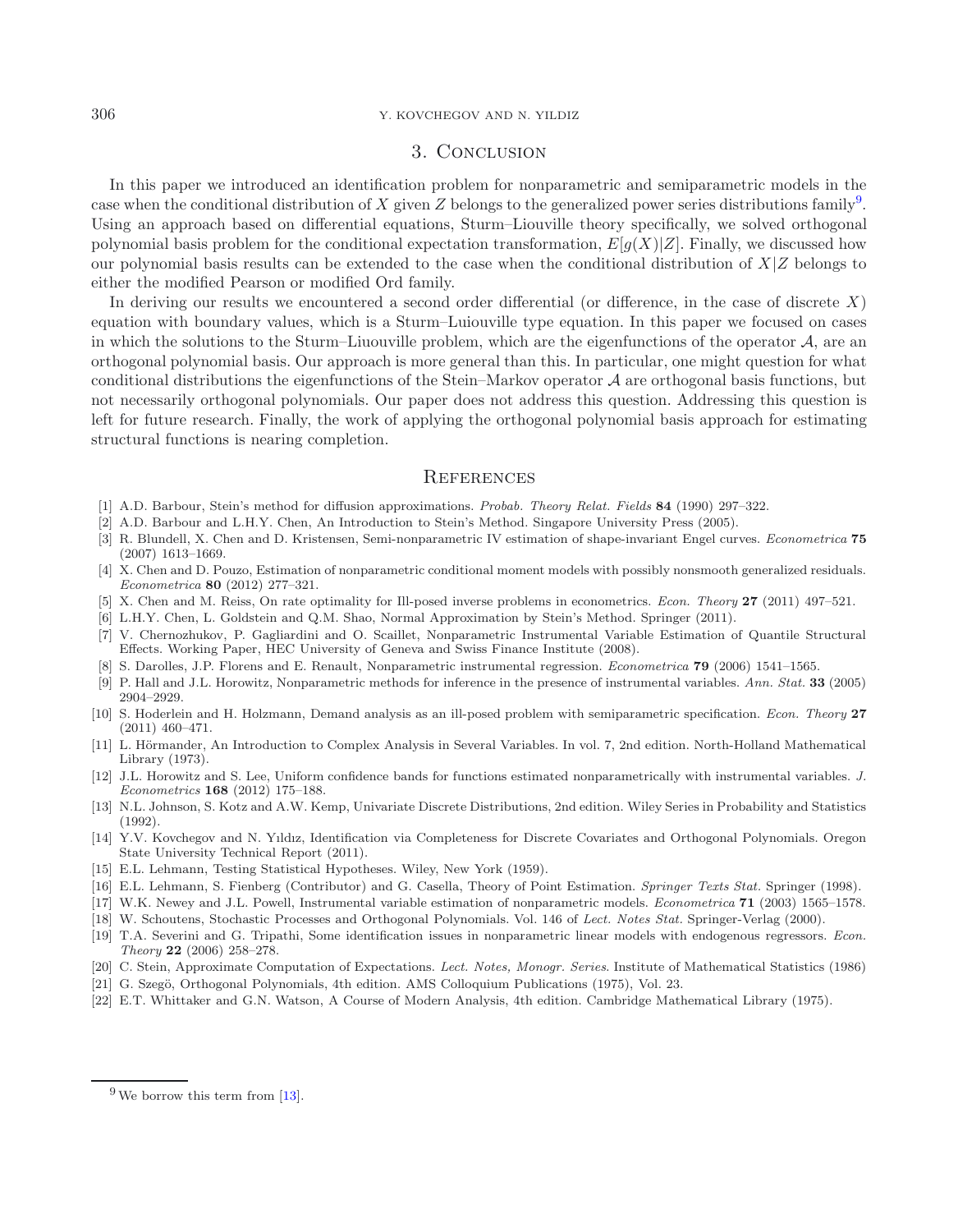## 3. Conclusion

In this paper we introduced an identification problem for nonparametric and semiparametric models in the case when the conditional distribution of $X$ given $Z$ belongs to the generalized power series distributions family[9]. Using an approach based on differential equations, Sturm–Liouville theory specifically, we solved orthogonal polynomial basis problem for the conditional expectation transformation, $E[g(X)|Z]$. Finally, we discussed how our polynomial basis results can be extended to the case when the conditional distribution of $X|Z$ belongs to either the modified Pearson or modified Ord family.

In deriving our results we encountered a second order differential (or difference, in the case of discrete $X$) equation with boundary values, which is a Sturm–Luiouville type equation. In this paper we focused on cases in which the solutions to the Sturm–Liuouville problem, which are the eigenfunctions of the operator $\mathcal{A}$, are an orthogonal polynomial basis. Our approach is more general than this. In particular, one might question for what conditional distributions the eigenfunctions of the Stein–Markov operator $\mathcal{A}$ are orthogonal basis functions, but not necessarily orthogonal polynomials. Our paper does not address this question. Addressing this question is left for future research. Finally, the work of applying the orthogonal polynomial basis approach for estimating structural functions is nearing completion.

## References

[1] A.D. Barbour, Stein's method for diffusion approximations. *Probab. Theory Relat. Fields* **84** (1990) 297–322.

[2] A.D. Barbour and L.H.Y. Chen, An Introduction to Stein's Method. Singapore University Press (2005).

[3] R. Blundell, X. Chen and D. Kristensen, Semi-nonparametric IV estimation of shape-invariant Engel curves. *Econometrica* **75** (2007) 1613–1669.

[4] X. Chen and D. Pouzo, Estimation of nonparametric conditional moment models with possibly nonsmooth generalized residuals. *Econometrica* **80** (2012) 277–321.

[5] X. Chen and M. Reiss, On rate optimality for Ill-posed inverse problems in econometrics. *Econ. Theory* **27** (2011) 497–521.

[6] L.H.Y. Chen, L. Goldstein and Q.M. Shao, Normal Approximation by Stein's Method. Springer (2011).

[7] V. Chernozhukov, P. Gagliardini and O. Scaillet, Nonparametric Instrumental Variable Estimation of Quantile Structural Effects. Working Paper, HEC University of Geneva and Swiss Finance Institute (2008).

[8] S. Darolles, J.P. Florens and E. Renault, Nonparametric instrumental regression. *Econometrica* **79** (2006) 1541–1565.

[9] P. Hall and J.L. Horowitz, Nonparametric methods for inference in the presence of instrumental variables. *Ann. Stat.* **33** (2005) 2904–2929.

[10] S. Hoderlein and H. Holzmann, Demand analysis as an ill-posed problem with semiparametric specification. *Econ. Theory* **27** (2011) 460–471.

[11] L. Hörmander, An Introduction to Complex Analysis in Several Variables. In vol. 7, 2nd edition. North-Holland Mathematical Library (1973).

[12] J.L. Horowitz and S. Lee, Uniform confidence bands for functions estimated nonparametrically with instrumental variables. *J. Econometrics* **168** (2012) 175–188.

[13] N.L. Johnson, S. Kotz and A.W. Kemp, Univariate Discrete Distributions, 2nd edition. Wiley Series in Probability and Statistics (1992).

[14] Y.V. Kovchegov and N. Yıldız, Identification via Completeness for Discrete Covariates and Orthogonal Polynomials. Oregon State University Technical Report (2011).

[15] E.L. Lehmann, Testing Statistical Hypotheses. Wiley, New York (1959).

[16] E.L. Lehmann, S. Fienberg (Contributor) and G. Casella, Theory of Point Estimation. *Springer Texts Stat.* Springer (1998).

[17] W.K. Newey and J.L. Powell, Instrumental variable estimation of nonparametric models. *Econometrica* **71** (2003) 1565–1578.

[18] W. Schoutens, Stochastic Processes and Orthogonal Polynomials. Vol. 146 of *Lect. Notes Stat.* Springer-Verlag (2000).

[19] T.A. Severini and G. Tripathi, Some identification issues in nonparametric linear models with endogenous regressors. *Econ. Theory* **22** (2006) 258–278.

[20] C. Stein, Approximate Computation of Expectations. *Lect. Notes, Monogr. Series*. Institute of Mathematical Statistics (1986)

[21] G. Szegö, Orthogonal Polynomials, 4th edition. AMS Colloquium Publications (1975), Vol. 23.

[22] E.T. Whittaker and G.N. Watson, A Course of Modern Analysis, 4th edition. Cambridge Mathematical Library (1975).

---

[9] We borrow this term from [13].